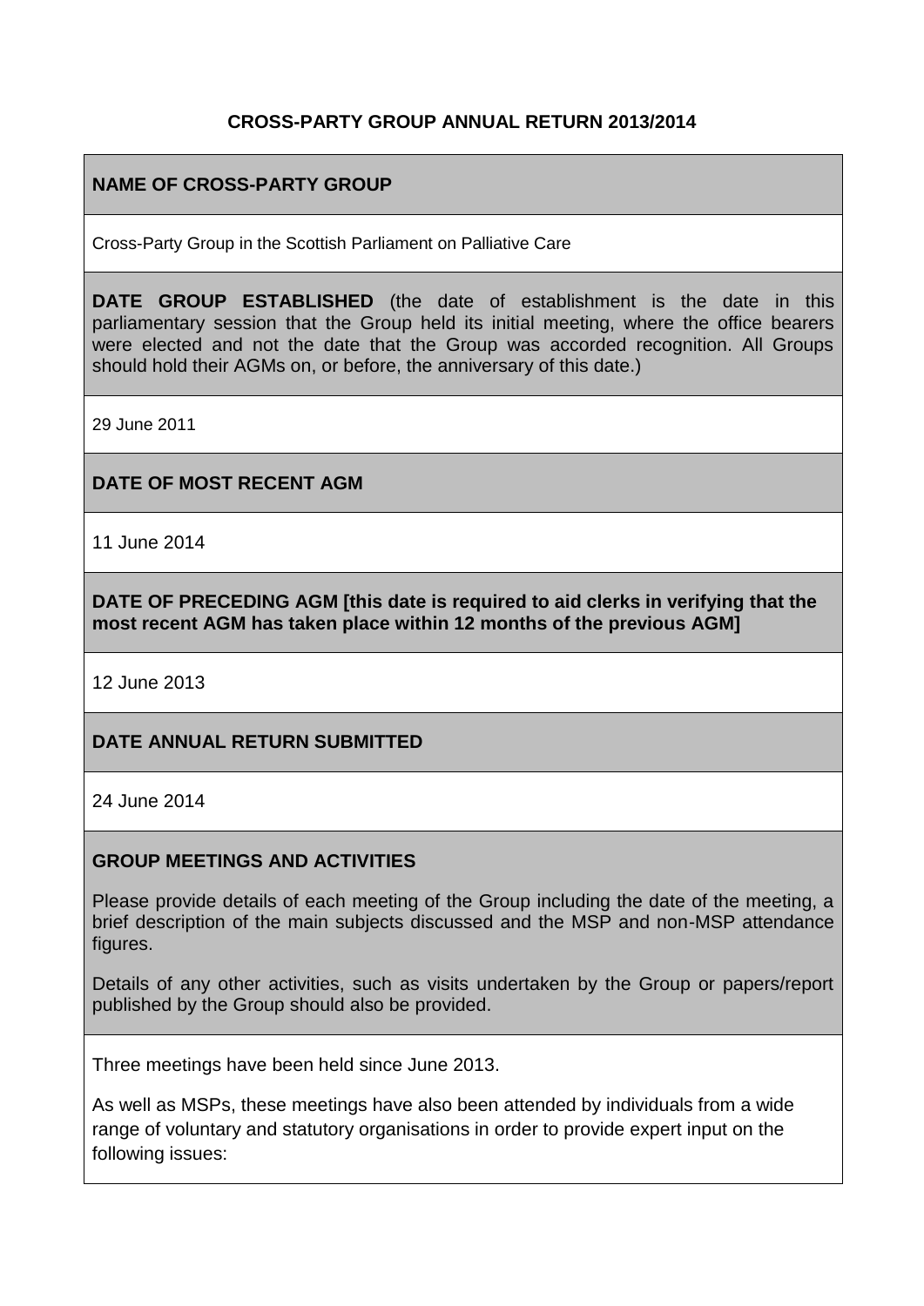# CROSS-PARTY GROUP ANNUAL RETURN 2013/2014

## NAME OF CROSS-PARTY GROUP

Cross-Party Group in the Scottish Parliament on Palliative Care

## DATE GROUP ESTABLISHED

**DATE GROUP ESTABLISHED** (the date of establishment is the date in this parliamentary session that the Group held its initial meeting, where the office bearers were elected and not the date that the Group was accorded recognition. All Groups should hold their AGMs on, or before, the anniversary of this date.)

29 June 2011

## DATE OF MOST RECENT AGM

11 June 2014

## DATE OF PRECEDING AGM

**DATE OF PRECEDING AGM [this date is required to aid clerks in verifying that the most recent AGM has taken place within 12 months of the previous AGM]**

12 June 2013

## DATE ANNUAL RETURN SUBMITTED

24 June 2014

## GROUP MEETINGS AND ACTIVITIES

Please provide details of each meeting of the Group including the date of the meeting, a brief description of the main subjects discussed and the MSP and non-MSP attendance figures.

Details of any other activities, such as visits undertaken by the Group or papers/report published by the Group should also be provided.

Three meetings have been held since June 2013.

As well as MSPs, these meetings have also been attended by individuals from a wide range of voluntary and statutory organisations in order to provide expert input on the following issues: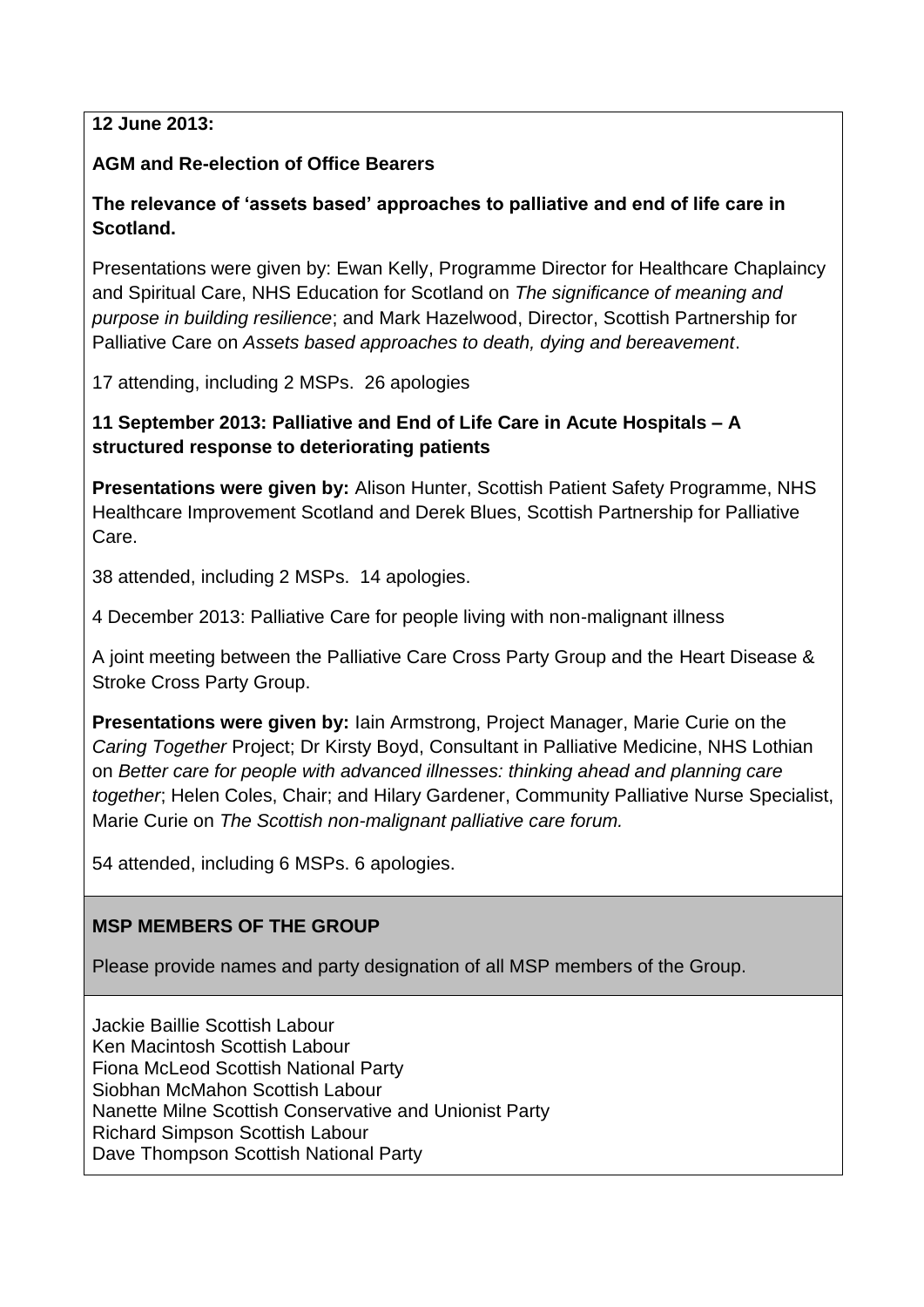**12 June 2013:**

**AGM and Re-election of Office Bearers**

**The relevance of 'assets based' approaches to palliative and end of life care in Scotland.**

Presentations were given by: Ewan Kelly, Programme Director for Healthcare Chaplaincy and Spiritual Care, NHS Education for Scotland on *The significance of meaning and purpose in building resilience*; and Mark Hazelwood, Director, Scottish Partnership for Palliative Care on *Assets based approaches to death, dying and bereavement*.

17 attending, including 2 MSPs. 26 apologies

**11 September 2013: Palliative and End of Life Care in Acute Hospitals – A structured response to deteriorating patients**

**Presentations were given by:** Alison Hunter, Scottish Patient Safety Programme, NHS Healthcare Improvement Scotland and Derek Blues, Scottish Partnership for Palliative Care.

38 attended, including 2 MSPs. 14 apologies.

4 December 2013: Palliative Care for people living with non-malignant illness

A joint meeting between the Palliative Care Cross Party Group and the Heart Disease & Stroke Cross Party Group.

**Presentations were given by:** Iain Armstrong, Project Manager, Marie Curie on the *Caring Together* Project; Dr Kirsty Boyd, Consultant in Palliative Medicine, NHS Lothian on *Better care for people with advanced illnesses: thinking ahead and planning care together*; Helen Coles, Chair; and Hilary Gardener, Community Palliative Nurse Specialist, Marie Curie on *The Scottish non-malignant palliative care forum.*

54 attended, including 6 MSPs. 6 apologies.

**MSP MEMBERS OF THE GROUP**

Please provide names and party designation of all MSP members of the Group.

Jackie Baillie Scottish Labour
Ken Macintosh Scottish Labour
Fiona McLeod Scottish National Party
Siobhan McMahon Scottish Labour
Nanette Milne Scottish Conservative and Unionist Party
Richard Simpson Scottish Labour
Dave Thompson Scottish National Party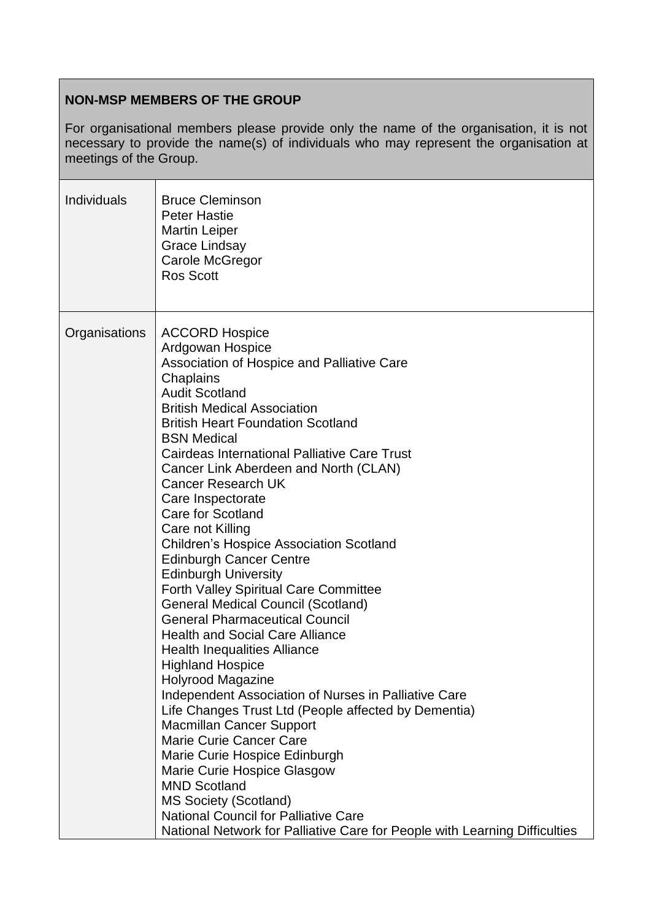| **NON-MSP MEMBERS OF THE GROUP**<br><br>For organisational members please provide only the name of the organisation, it is not necessary to provide the name(s) of individuals who may represent the organisation at meetings of the Group. | |
|---|---|
| Individuals | Bruce Cleminson<br>Peter Hastie<br>Martin Leiper<br>Grace Lindsay<br>Carole McGregor<br>Ros Scott |
| Organisations | ACCORD Hospice<br>Ardgowan Hospice<br>Association of Hospice and Palliative Care Chaplains<br>Audit Scotland<br>British Medical Association<br>British Heart Foundation Scotland<br>BSN Medical<br>Cairdeas International Palliative Care Trust<br>Cancer Link Aberdeen and North (CLAN)<br>Cancer Research UK<br>Care Inspectorate<br>Care for Scotland<br>Care not Killing<br>Children's Hospice Association Scotland<br>Edinburgh Cancer Centre<br>Edinburgh University<br>Forth Valley Spiritual Care Committee<br>General Medical Council (Scotland)<br>General Pharmaceutical Council<br>Health and Social Care Alliance<br>Health Inequalities Alliance<br>Highland Hospice<br>Holyrood Magazine<br>Independent Association of Nurses in Palliative Care<br>Life Changes Trust Ltd (People affected by Dementia)<br>Macmillan Cancer Support<br>Marie Curie Cancer Care<br>Marie Curie Hospice Edinburgh<br>Marie Curie Hospice Glasgow<br>MND Scotland<br>MS Society (Scotland)<br>National Council for Palliative Care<br>National Network for Palliative Care for People with Learning Difficulties |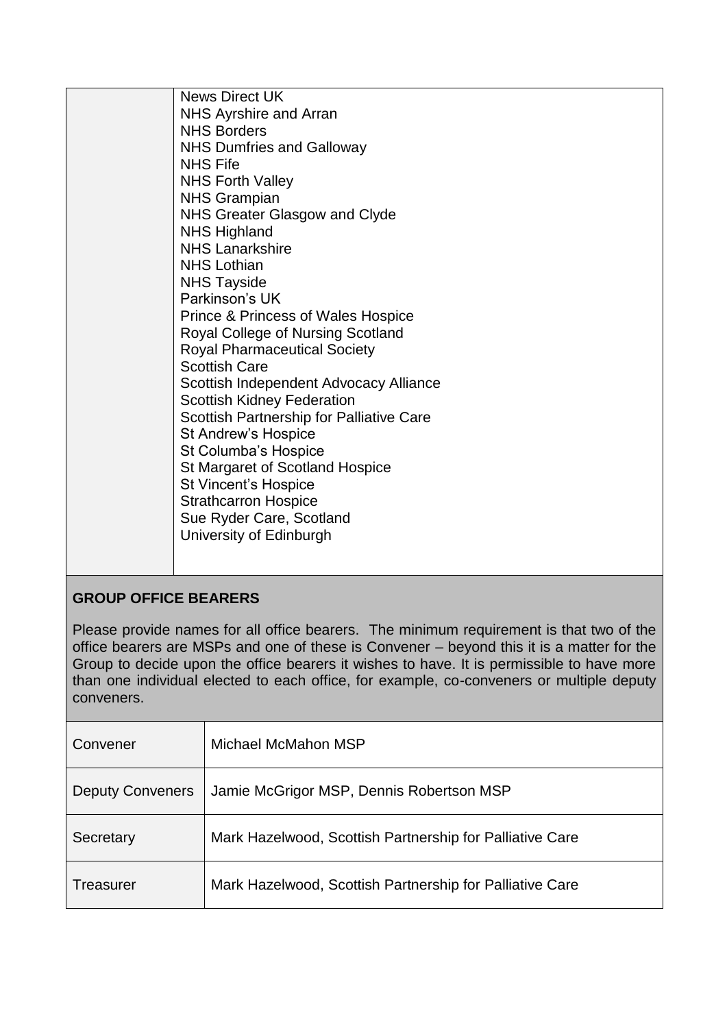| | |
|---|---|
| | News Direct UK<br>NHS Ayrshire and Arran<br>NHS Borders<br>NHS Dumfries and Galloway<br>NHS Fife<br>NHS Forth Valley<br>NHS Grampian<br>NHS Greater Glasgow and Clyde<br>NHS Highland<br>NHS Lanarkshire<br>NHS Lothian<br>NHS Tayside<br>Parkinson's UK<br>Prince & Princess of Wales Hospice<br>Royal College of Nursing Scotland<br>Royal Pharmaceutical Society<br>Scottish Care<br>Scottish Independent Advocacy Alliance<br>Scottish Kidney Federation<br>Scottish Partnership for Palliative Care<br>St Andrew's Hospice<br>St Columba's Hospice<br>St Margaret of Scotland Hospice<br>St Vincent's Hospice<br>Strathcarron Hospice<br>Sue Ryder Care, Scotland<br>University of Edinburgh |

**GROUP OFFICE BEARERS**

Please provide names for all office bearers. The minimum requirement is that two of the office bearers are MSPs and one of these is Convener – beyond this it is a matter for the Group to decide upon the office bearers it wishes to have. It is permissible to have more than one individual elected to each office, for example, co-conveners or multiple deputy conveners.

| | |
|---|---|
| Convener | Michael McMahon MSP |
| Deputy Conveners | Jamie McGrigor MSP, Dennis Robertson MSP |
| Secretary | Mark Hazelwood, Scottish Partnership for Palliative Care |
| Treasurer | Mark Hazelwood, Scottish Partnership for Palliative Care |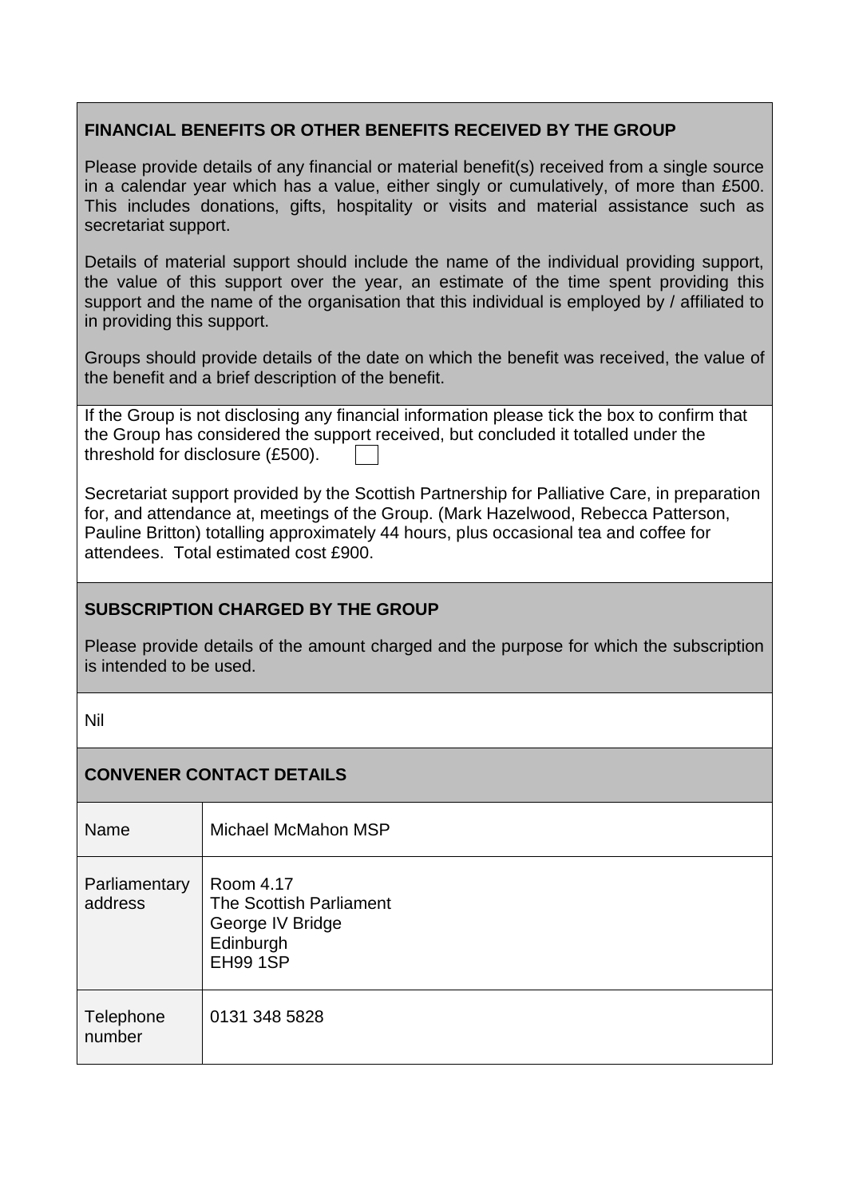## FINANCIAL BENEFITS OR OTHER BENEFITS RECEIVED BY THE GROUP

Please provide details of any financial or material benefit(s) received from a single source in a calendar year which has a value, either singly or cumulatively, of more than £500. This includes donations, gifts, hospitality or visits and material assistance such as secretariat support.

Details of material support should include the name of the individual providing support, the value of this support over the year, an estimate of the time spent providing this support and the name of the organisation that this individual is employed by / affiliated to in providing this support.

Groups should provide details of the date on which the benefit was received, the value of the benefit and a brief description of the benefit.

If the Group is not disclosing any financial information please tick the box to confirm that the Group has considered the support received, but concluded it totalled under the threshold for disclosure (£500). ☐

Secretariat support provided by the Scottish Partnership for Palliative Care, in preparation for, and attendance at, meetings of the Group. (Mark Hazelwood, Rebecca Patterson, Pauline Britton) totalling approximately 44 hours, plus occasional tea and coffee for attendees. Total estimated cost £900.

## SUBSCRIPTION CHARGED BY THE GROUP

Please provide details of the amount charged and the purpose for which the subscription is intended to be used.

Nil

## CONVENER CONTACT DETAILS

| | |
|---|---|
| Name | Michael McMahon MSP |
| Parliamentary address | Room 4.17<br>The Scottish Parliament<br>George IV Bridge<br>Edinburgh<br>EH99 1SP |
| Telephone number | 0131 348 5828 |